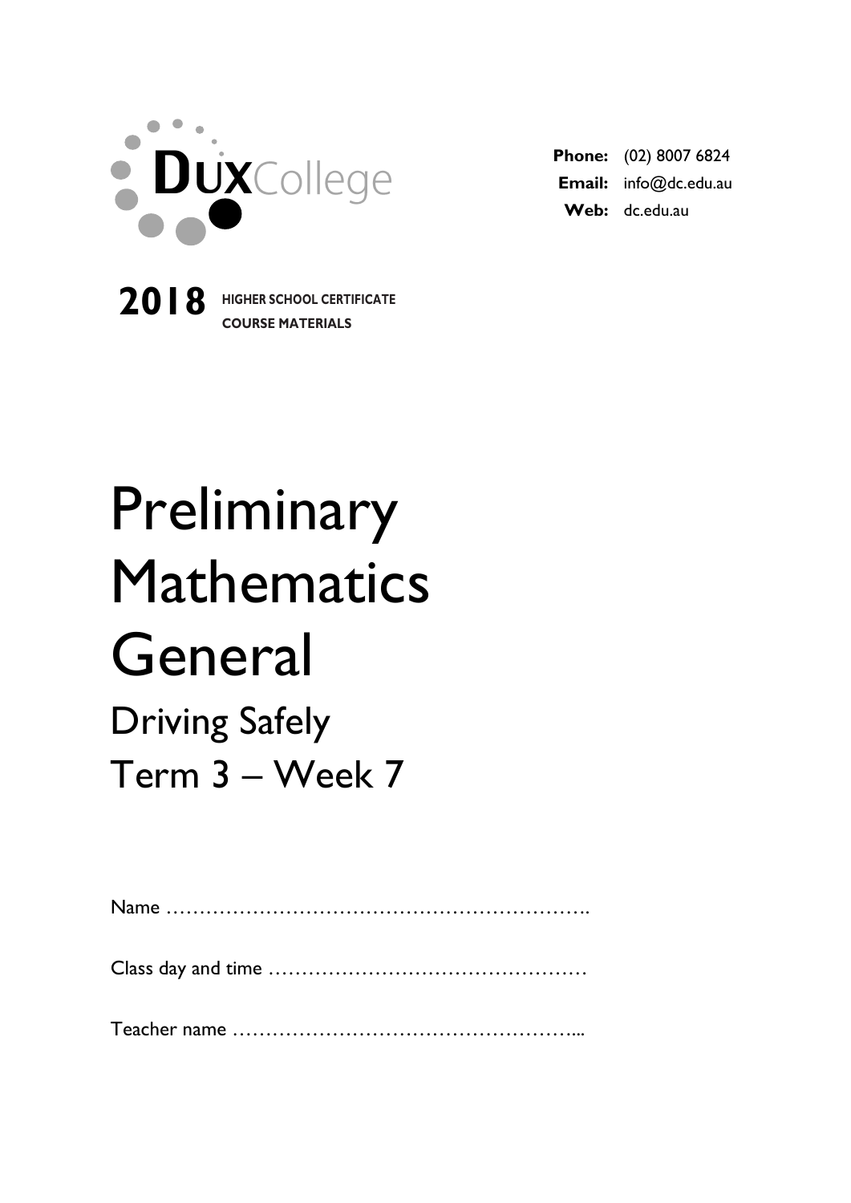DUX College

**Phone:** (02) 8007 6824
**Email:** info@dc.edu.au
**Web:** dc.edu.au

**2018** **HIGHER SCHOOL CERTIFICATE COURSE MATERIALS**

# Preliminary Mathematics General

## Driving Safely

## Term 3 – Week 7

Name ……………………………………………………….

Class day and time …………………………………………

Teacher name ……………………………………………...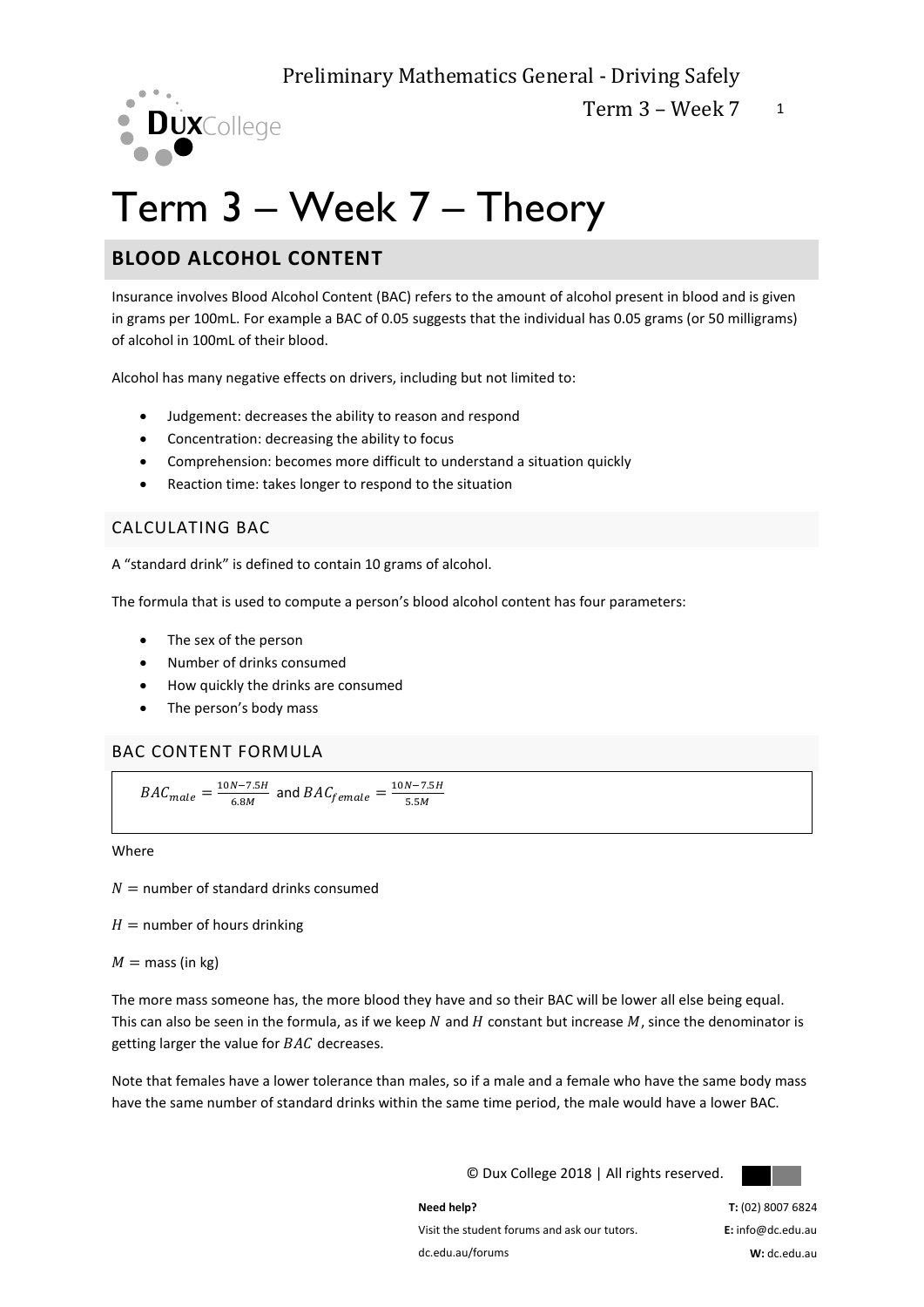# Term 3 – Week 7 – Theory

## BLOOD ALCOHOL CONTENT

Insurance involves Blood Alcohol Content (BAC) refers to the amount of alcohol present in blood and is given in grams per 100mL. For example a BAC of 0.05 suggests that the individual has 0.05 grams (or 50 milligrams) of alcohol in 100mL of their blood.

Alcohol has many negative effects on drivers, including but not limited to:

- Judgement: decreases the ability to reason and respond
- Concentration: decreasing the ability to focus
- Comprehension: becomes more difficult to understand a situation quickly
- Reaction time: takes longer to respond to the situation

### CALCULATING BAC

A "standard drink" is defined to contain 10 grams of alcohol.

The formula that is used to compute a person's blood alcohol content has four parameters:

- The sex of the person
- Number of drinks consumed
- How quickly the drinks are consumed
- The person's body mass

### BAC CONTENT FORMULA

$$BAC_{male} = \frac{10N - 7.5H}{6.8M} \text{ and } BAC_{female} = \frac{10N - 7.5H}{5.5M}$$

Where

$N =$ number of standard drinks consumed

$H =$ number of hours drinking

$M =$ mass (in kg)

The more mass someone has, the more blood they have and so their BAC will be lower all else being equal. This can also be seen in the formula, as if we keep $N$ and $H$ constant but increase $M$, since the denominator is getting larger the value for $BAC$ decreases.

Note that females have a lower tolerance than males, so if a male and a female who have the same body mass have the same number of standard drinks within the same time period, the male would have a lower BAC.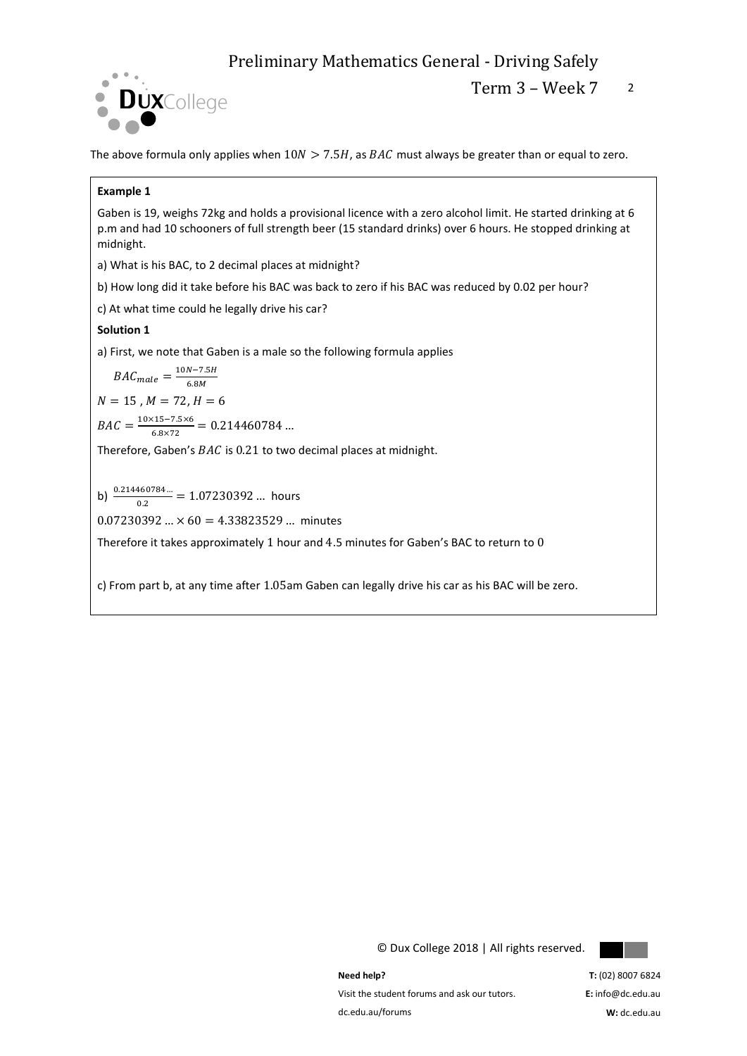The above formula only applies when $10N > 7.5H$, as $BAC$ must always be greater than or equal to zero.

**Example 1**

Gaben is 19, weighs 72kg and holds a provisional licence with a zero alcohol limit. He started drinking at 6 p.m and had 10 schooners of full strength beer (15 standard drinks) over 6 hours. He stopped drinking at midnight.

a) What is his BAC, to 2 decimal places at midnight?

b) How long did it take before his BAC was back to zero if his BAC was reduced by 0.02 per hour?

c) At what time could he legally drive his car?

**Solution 1**

a) First, we note that Gaben is a male so the following formula applies

$$BAC_{male} = \frac{10N - 7.5H}{6.8M}$$

$N = 15$ , $M = 72$, $H = 6$

$BAC = \frac{10\times15-7.5\times6}{6.8\times72} = 0.214460784 \ldots$

Therefore, Gaben's $BAC$ is $0.21$ to two decimal places at midnight.

b) $\frac{0.214460784\ldots}{0.2} = 1.07230392 \ldots$ hours

$0.07230392 \ldots \times 60 = 4.33823529 \ldots$ minutes

Therefore it takes approximately 1 hour and 4.5 minutes for Gaben's BAC to return to 0

c) From part b, at any time after 1.05am Gaben can legally drive his car as his BAC will be zero.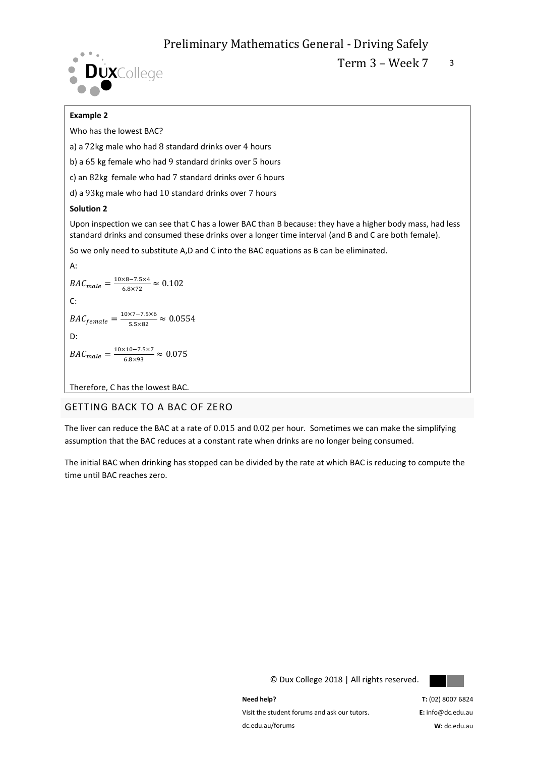**Example 2**

Who has the lowest BAC?

a) a 72kg male who had 8 standard drinks over 4 hours

b) a 65 kg female who had 9 standard drinks over 5 hours

c) an 82kg female who had 7 standard drinks over 6 hours

d) a 93kg male who had 10 standard drinks over 7 hours

**Solution 2**

Upon inspection we can see that C has a lower BAC than B because: they have a higher body mass, had less standard drinks and consumed these drinks over a longer time interval (and B and C are both female).

So we only need to substitute A,D and C into the BAC equations as B can be eliminated.

A:

$$BAC_{male} = \frac{10\times8-7.5\times4}{6.8\times72} \approx 0.102$$

C:

$$BAC_{female} = \frac{10\times7-7.5\times6}{5.5\times82} \approx 0.0554$$

D:

$$BAC_{male} = \frac{10\times10-7.5\times7}{6.8\times93} \approx 0.075$$

Therefore, C has the lowest BAC.

## GETTING BACK TO A BAC OF ZERO

The liver can reduce the BAC at a rate of 0.015 and 0.02 per hour. Sometimes we can make the simplifying assumption that the BAC reduces at a constant rate when drinks are no longer being consumed.

The initial BAC when drinking has stopped can be divided by the rate at which BAC is reducing to compute the time until BAC reaches zero.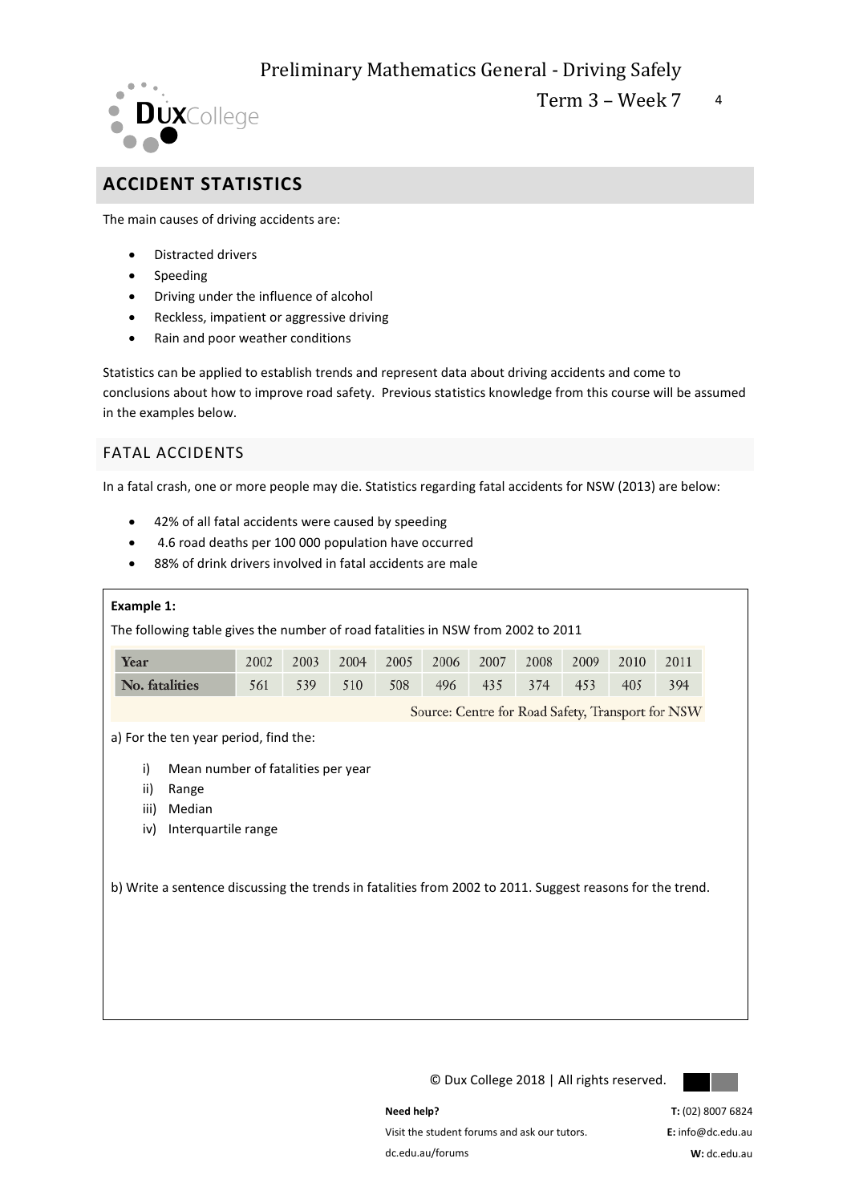## ACCIDENT STATISTICS

The main causes of driving accidents are:

- Distracted drivers
- Speeding
- Driving under the influence of alcohol
- Reckless, impatient or aggressive driving
- Rain and poor weather conditions

Statistics can be applied to establish trends and represent data about driving accidents and come to conclusions about how to improve road safety. Previous statistics knowledge from this course will be assumed in the examples below.

### FATAL ACCIDENTS

In a fatal crash, one or more people may die. Statistics regarding fatal accidents for NSW (2013) are below:

- 42% of all fatal accidents were caused by speeding
- 4.6 road deaths per 100 000 population have occurred
- 88% of drink drivers involved in fatal accidents are male

**Example 1:**

The following table gives the number of road fatalities in NSW from 2002 to 2011

| Year | 2002 | 2003 | 2004 | 2005 | 2006 | 2007 | 2008 | 2009 | 2010 | 2011 |
|---|---|---|---|---|---|---|---|---|---|---|
| No. fatalities | 561 | 539 | 510 | 508 | 496 | 435 | 374 | 453 | 405 | 394 |

Source: Centre for Road Safety, Transport for NSW

a) For the ten year period, find the:

i) Mean number of fatalities per year

ii) Range

iii) Median

iv) Interquartile range

b) Write a sentence discussing the trends in fatalities from 2002 to 2011. Suggest reasons for the trend.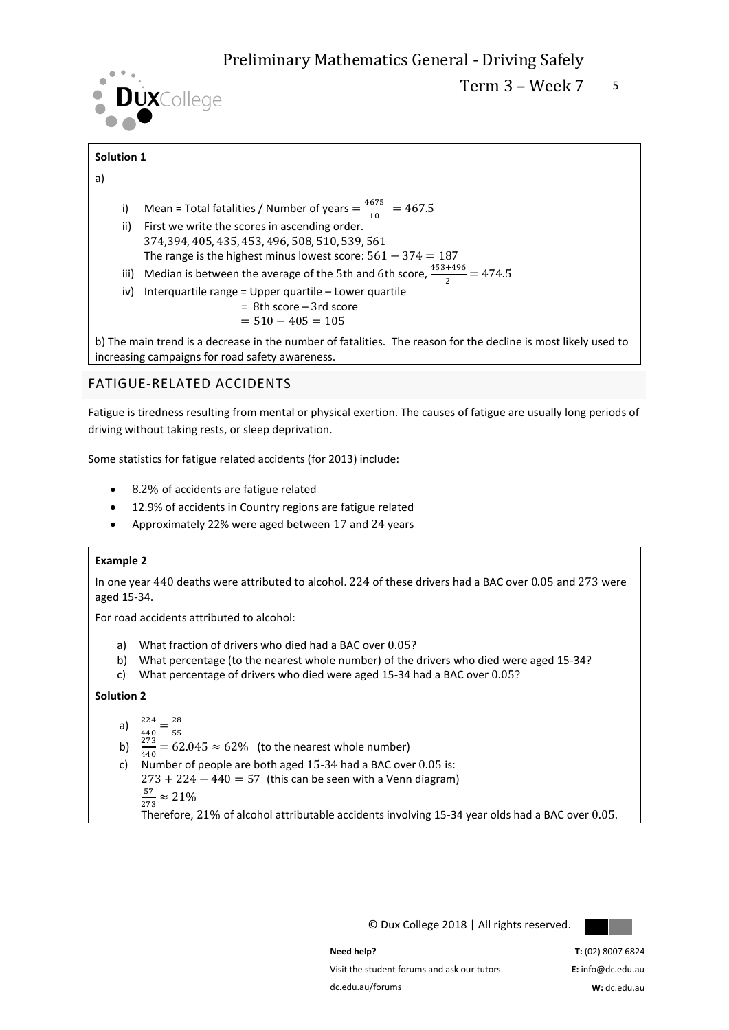**Solution 1**

a)

i) Mean = Total fatalities / Number of years $= \frac{4675}{10} = 467.5$

ii) First we write the scores in ascending order.
$374, 394, 405, 435, 453, 496, 508, 510, 539, 561$
The range is the highest minus lowest score: $561 - 374 = 187$

iii) Median is between the average of the 5th and 6th score, $\frac{453+496}{2} = 474.5$

iv) Interquartile range = Upper quartile – Lower quartile
= 8th score – 3rd score
$= 510 - 405 = 105$

b) The main trend is a decrease in the number of fatalities. The reason for the decline is most likely used to increasing campaigns for road safety awareness.

## FATIGUE-RELATED ACCIDENTS

Fatigue is tiredness resulting from mental or physical exertion. The causes of fatigue are usually long periods of driving without taking rests, or sleep deprivation.

Some statistics for fatigue related accidents (for 2013) include:

- $8.2\%$ of accidents are fatigue related
- 12.9% of accidents in Country regions are fatigue related
- Approximately 22% were aged between 17 and 24 years

**Example 2**

In one year $440$ deaths were attributed to alcohol. $224$ of these drivers had a BAC over $0.05$ and $273$ were aged 15-34.

For road accidents attributed to alcohol:

a) What fraction of drivers who died had a BAC over $0.05$?

b) What percentage (to the nearest whole number) of the drivers who died were aged 15-34?

c) What percentage of drivers who died were aged 15-34 had a BAC over $0.05$?

**Solution 2**

a) $\frac{224}{440} = \frac{28}{55}$

b) $\frac{273}{440} = 62.045 \approx 62\%$ (to the nearest whole number)

c) Number of people are both aged $15$-$34$ had a BAC over $0.05$ is:
$273 + 224 - 440 = 57$ (this can be seen with a Venn diagram)
$\frac{57}{273} \approx 21\%$
Therefore, $21\%$ of alcohol attributable accidents involving 15-34 year olds had a BAC over $0.05$.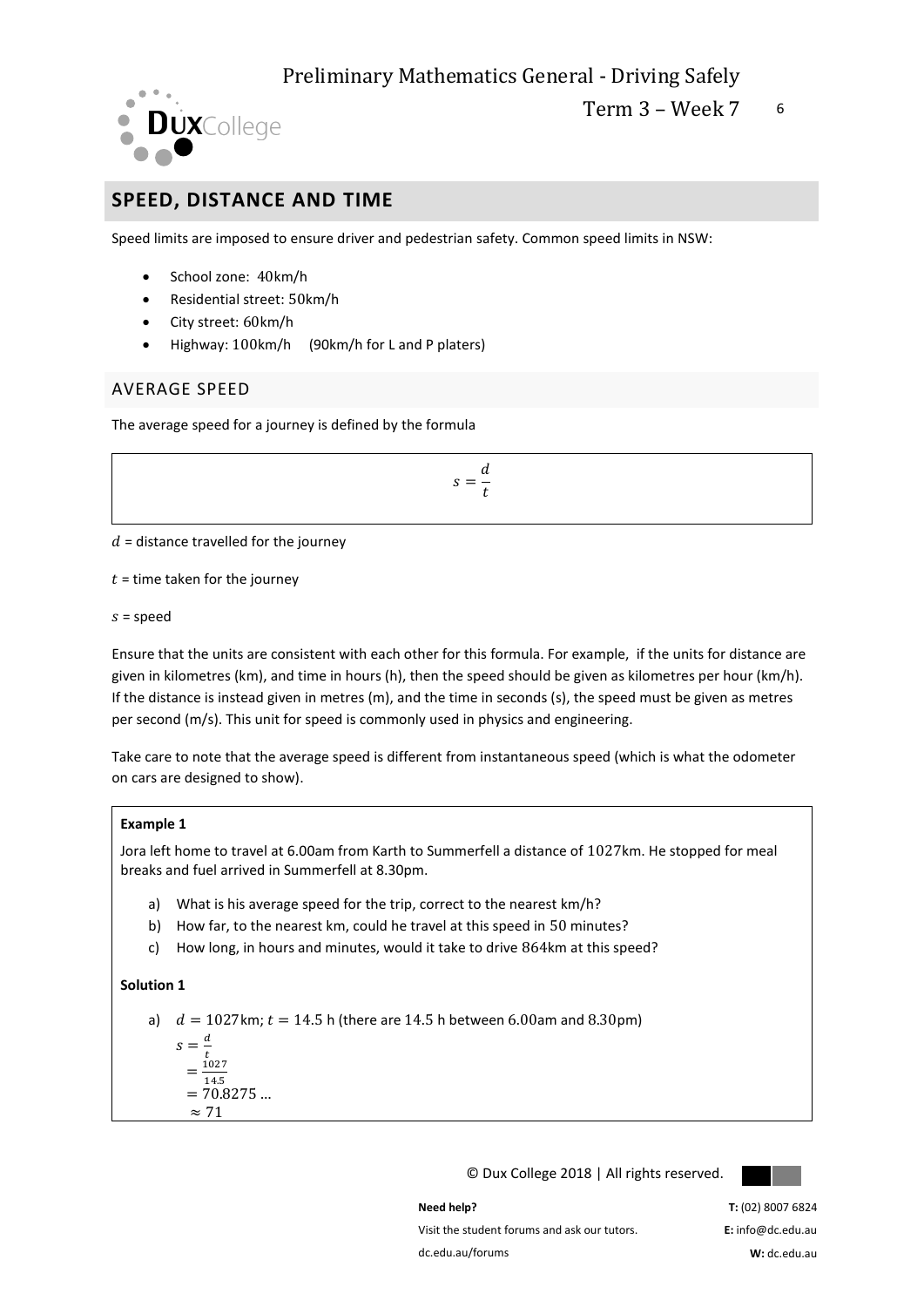## SPEED, DISTANCE AND TIME

Speed limits are imposed to ensure driver and pedestrian safety. Common speed limits in NSW:

- School zone: 40km/h
- Residential street: 50km/h
- City street: 60km/h
- Highway: 100km/h (90km/h for L and P platers)

### AVERAGE SPEED

The average speed for a journey is defined by the formula

$$s = \frac{d}{t}$$

$d$ = distance travelled for the journey

$t$ = time taken for the journey

$s$ = speed

Ensure that the units are consistent with each other for this formula. For example, if the units for distance are given in kilometres (km), and time in hours (h), then the speed should be given as kilometres per hour (km/h). If the distance is instead given in metres (m), and the time in seconds (s), the speed must be given as metres per second (m/s). This unit for speed is commonly used in physics and engineering.

Take care to note that the average speed is different from instantaneous speed (which is what the odometer on cars are designed to show).

**Example 1**

Jora left home to travel at 6.00am from Karth to Summerfell a distance of 1027km. He stopped for meal breaks and fuel arrived in Summerfell at 8.30pm.

a) What is his average speed for the trip, correct to the nearest km/h?
b) How far, to the nearest km, could he travel at this speed in 50 minutes?
c) How long, in hours and minutes, would it take to drive 864km at this speed?

**Solution 1**

a) $d = 1027$km; $t = 14.5$ h (there are 14.5 h between 6.00am and 8.30pm)

$$\begin{aligned} s &= \frac{d}{t} \\ &= \frac{1027}{14.5} \\ &= 70.8275\ldots \\ &\approx 71 \end{aligned}$$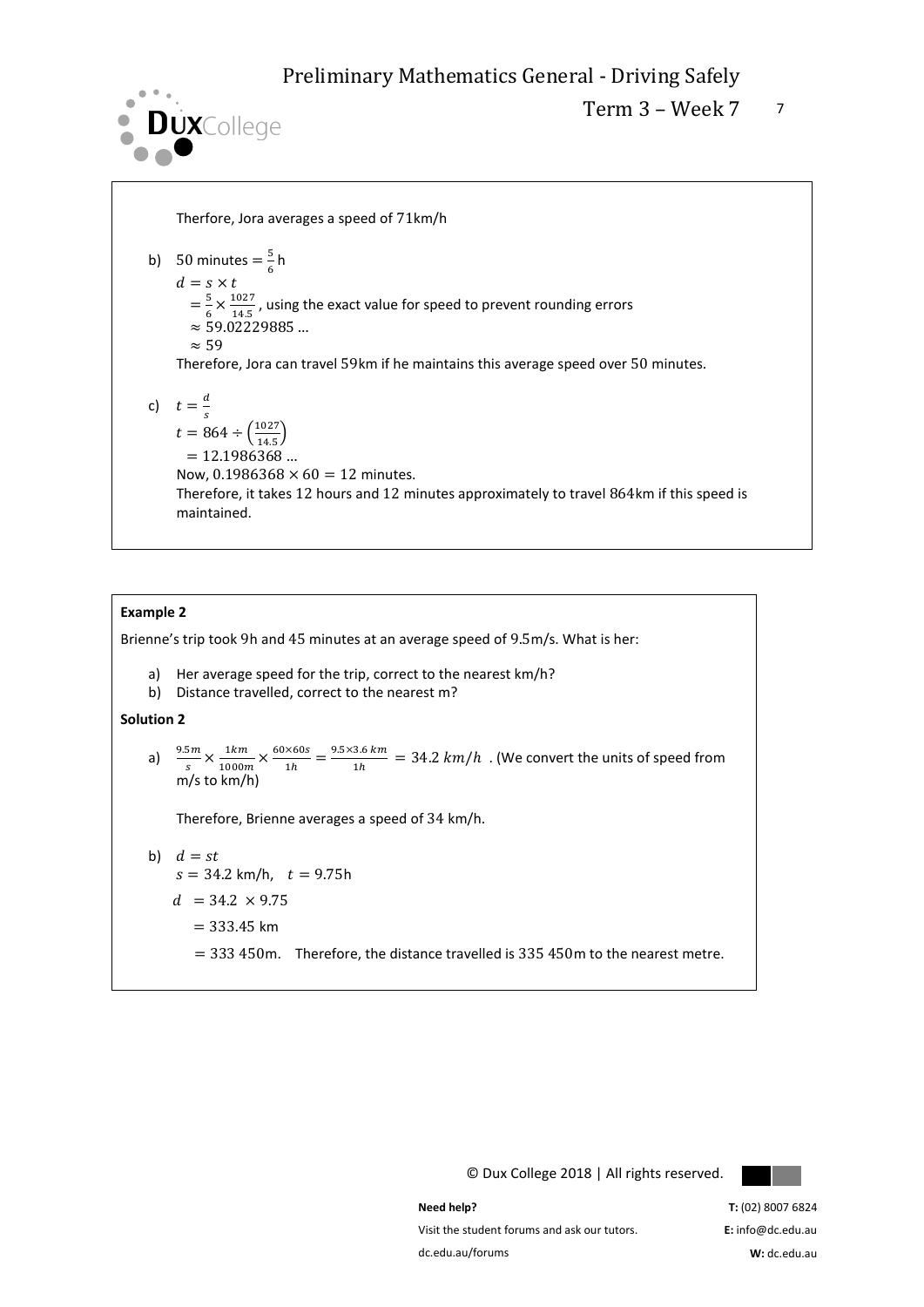Therfore, Jora averages a speed of 71km/h

b) 50 minutes $= \frac{5}{6}$h
   $d = s \times t$
   $= \frac{5}{6} \times \frac{1027}{14.5}$, using the exact value for speed to prevent rounding errors
   $\approx 59.02229885 \ldots$
   $\approx 59$
   Therefore, Jora can travel 59km if he maintains this average speed over 50 minutes.

c) $t = \frac{d}{s}$
   $t = 864 \div \left(\frac{1027}{14.5}\right)$
   $= 12.1986368 \ldots$
   Now, $0.1986368 \times 60 = 12$ minutes.
   Therefore, it takes 12 hours and 12 minutes approximately to travel 864km if this speed is maintained.

**Example 2**

Brienne's trip took 9h and 45 minutes at an average speed of 9.5m/s. What is her:

a) Her average speed for the trip, correct to the nearest km/h?
b) Distance travelled, correct to the nearest m?

**Solution 2**

a) $\frac{9.5m}{s} \times \frac{1km}{1000m} \times \frac{60 \times 60s}{1h} = \frac{9.5 \times 3.6\ km}{1h} = 34.2\ km/h$ . (We convert the units of speed from m/s to km/h)

   Therefore, Brienne averages a speed of 34 km/h.

b) $d = st$
   $s = 34.2$ km/h, $\quad t = 9.75$h
   $d \ = 34.2 \ \times 9.75$
   $= 333.45$ km
   $= 333\ 450$m. Therefore, the distance travelled is 335 450m to the nearest metre.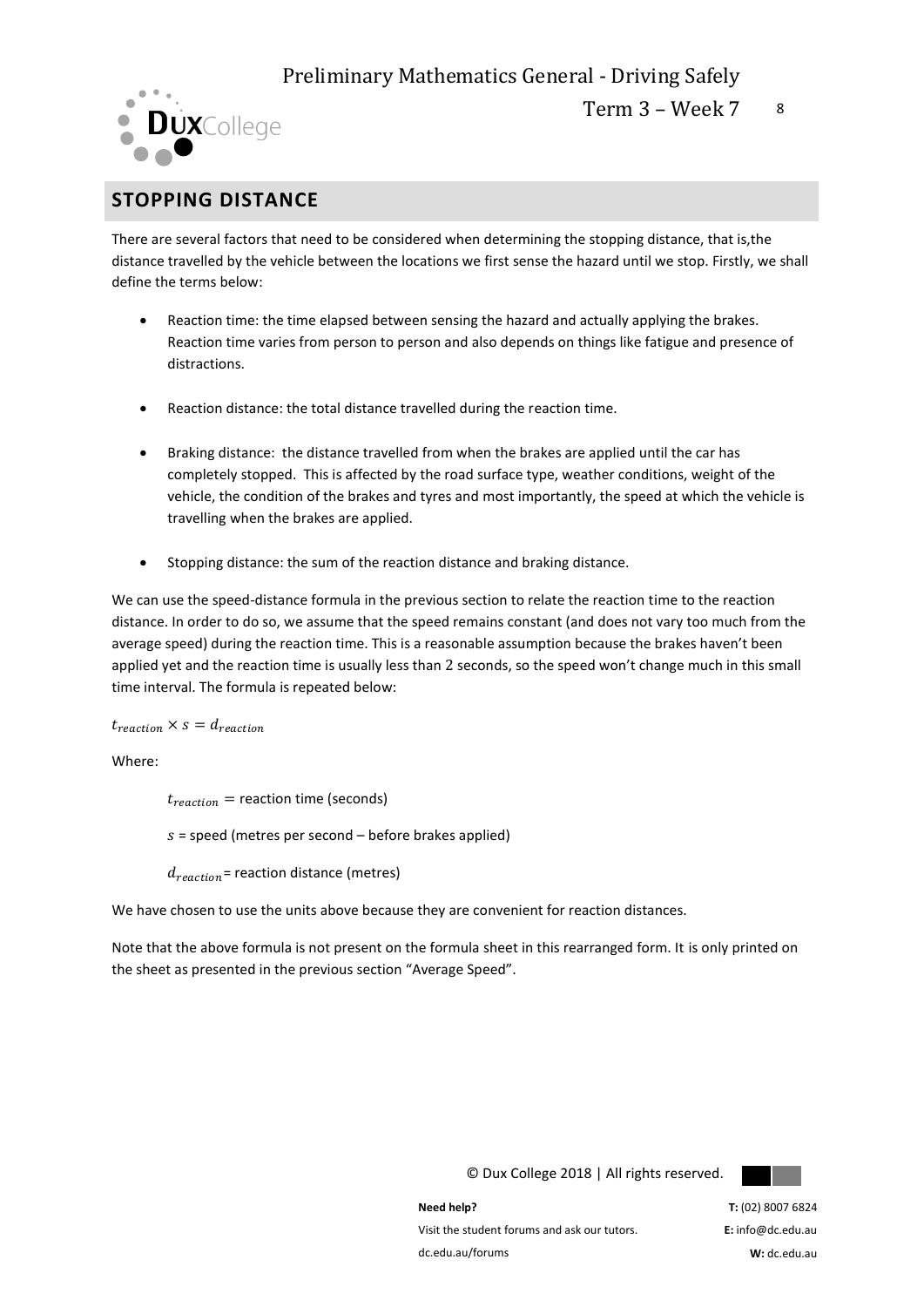## STOPPING DISTANCE

There are several factors that need to be considered when determining the stopping distance, that is,the distance travelled by the vehicle between the locations we first sense the hazard until we stop. Firstly, we shall define the terms below:

- Reaction time: the time elapsed between sensing the hazard and actually applying the brakes. Reaction time varies from person to person and also depends on things like fatigue and presence of distractions.
- Reaction distance: the total distance travelled during the reaction time.
- Braking distance: the distance travelled from when the brakes are applied until the car has completely stopped. This is affected by the road surface type, weather conditions, weight of the vehicle, the condition of the brakes and tyres and most importantly, the speed at which the vehicle is travelling when the brakes are applied.
- Stopping distance: the sum of the reaction distance and braking distance.

We can use the speed-distance formula in the previous section to relate the reaction time to the reaction distance. In order to do so, we assume that the speed remains constant (and does not vary too much from the average speed) during the reaction time. This is a reasonable assumption because the brakes haven't been applied yet and the reaction time is usually less than 2 seconds, so the speed won't change much in this small time interval. The formula is repeated below:

$t_{reaction} \times s = d_{reaction}$

Where:

$t_{reaction} =$ reaction time (seconds)

$s$ = speed (metres per second – before brakes applied)

$d_{reaction}$= reaction distance (metres)

We have chosen to use the units above because they are convenient for reaction distances.

Note that the above formula is not present on the formula sheet in this rearranged form. It is only printed on the sheet as presented in the previous section "Average Speed".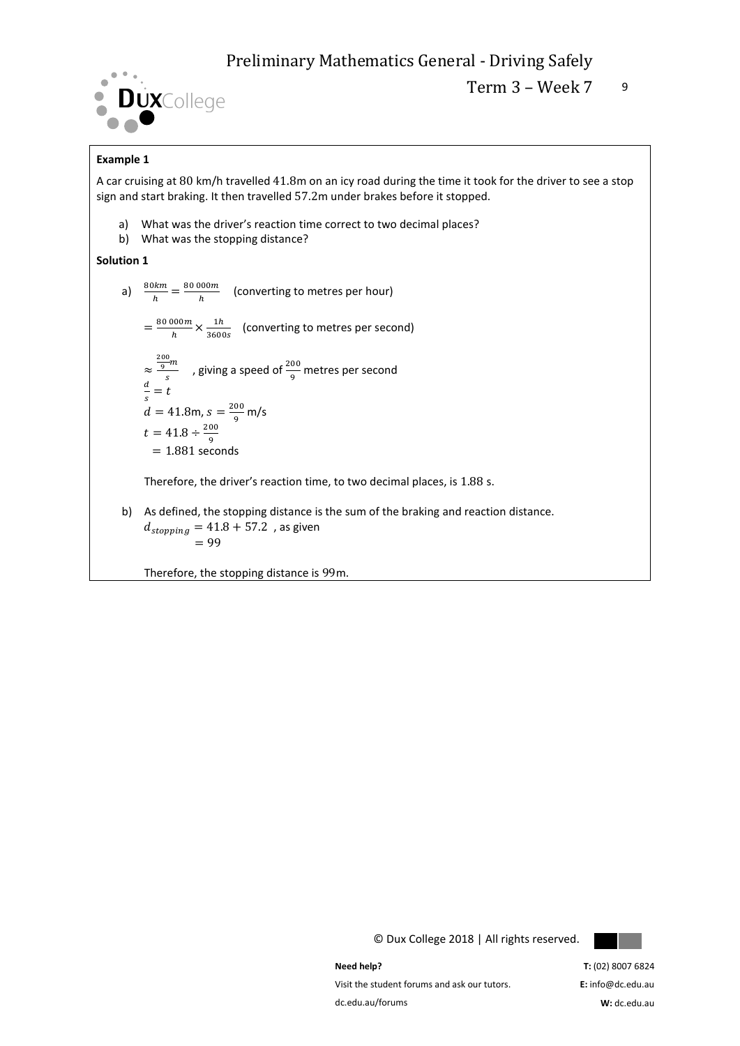**Example 1**

A car cruising at $80$ km/h travelled $41.8$m on an icy road during the time it took for the driver to see a stop sign and start braking. It then travelled $57.2$m under brakes before it stopped.

a) What was the driver's reaction time correct to two decimal places?

b) What was the stopping distance?

**Solution 1**

a) $\frac{80km}{h} = \frac{80\,000m}{h}$ (converting to metres per hour)

$= \frac{80\,000m}{h} \times \frac{1h}{3600s}$ (converting to metres per second)

$\approx \frac{\frac{200}{9}m}{s}$ , giving a speed of $\frac{200}{9}$ metres per second

$\frac{d}{s} = t$

$d = 41.8$m, $s = \frac{200}{9}$ m/s

$t = 41.8 \div \frac{200}{9}$

$= 1.881$ seconds

Therefore, the driver's reaction time, to two decimal places, is $1.88$ s.

b) As defined, the stopping distance is the sum of the braking and reaction distance.

$d_{stopping} = 41.8 + 57.2$ , as given

$= 99$

Therefore, the stopping distance is $99$m.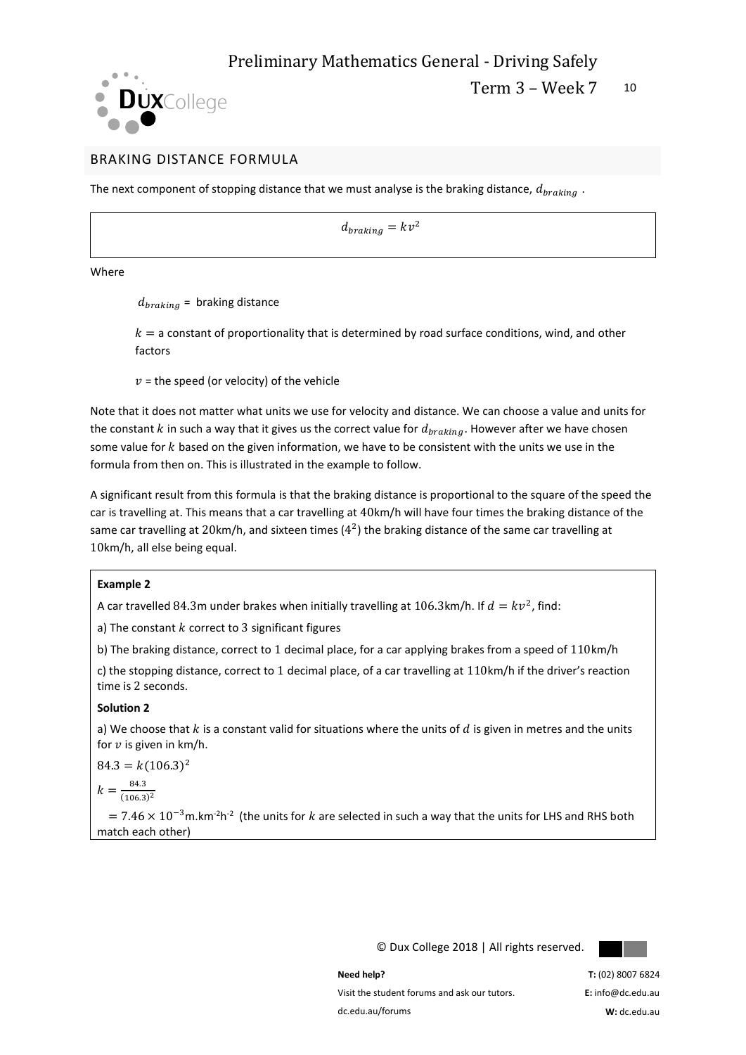## BRAKING DISTANCE FORMULA

The next component of stopping distance that we must analyse is the braking distance, $d_{braking}$ .

$$d_{braking} = kv^2$$

Where

$d_{braking}$ = braking distance

$k$ = a constant of proportionality that is determined by road surface conditions, wind, and other factors

$v$ = the speed (or velocity) of the vehicle

Note that it does not matter what units we use for velocity and distance. We can choose a value and units for the constant $k$ in such a way that it gives us the correct value for $d_{braking}$. However after we have chosen some value for $k$ based on the given information, we have to be consistent with the units we use in the formula from then on. This is illustrated in the example to follow.

A significant result from this formula is that the braking distance is proportional to the square of the speed the car is travelling at. This means that a car travelling at 40km/h will have four times the braking distance of the same car travelling at 20km/h, and sixteen times ($4^2$) the braking distance of the same car travelling at 10km/h, all else being equal.

**Example 2**

A car travelled 84.3m under brakes when initially travelling at 106.3km/h. If $d = kv^2$, find:

a) The constant $k$ correct to 3 significant figures

b) The braking distance, correct to 1 decimal place, for a car applying brakes from a speed of 110km/h

c) the stopping distance, correct to 1 decimal place, of a car travelling at 110km/h if the driver's reaction time is 2 seconds.

**Solution 2**

a) We choose that $k$ is a constant valid for situations where the units of $d$ is given in metres and the units for $v$ is given in km/h.

$84.3 = k(106.3)^2$

$k = \frac{84.3}{(106.3)^2}$

$= 7.46 \times 10^{-3}$m.km$^{-2}$h$^{-2}$ (the units for $k$ are selected in such a way that the units for LHS and RHS both match each other)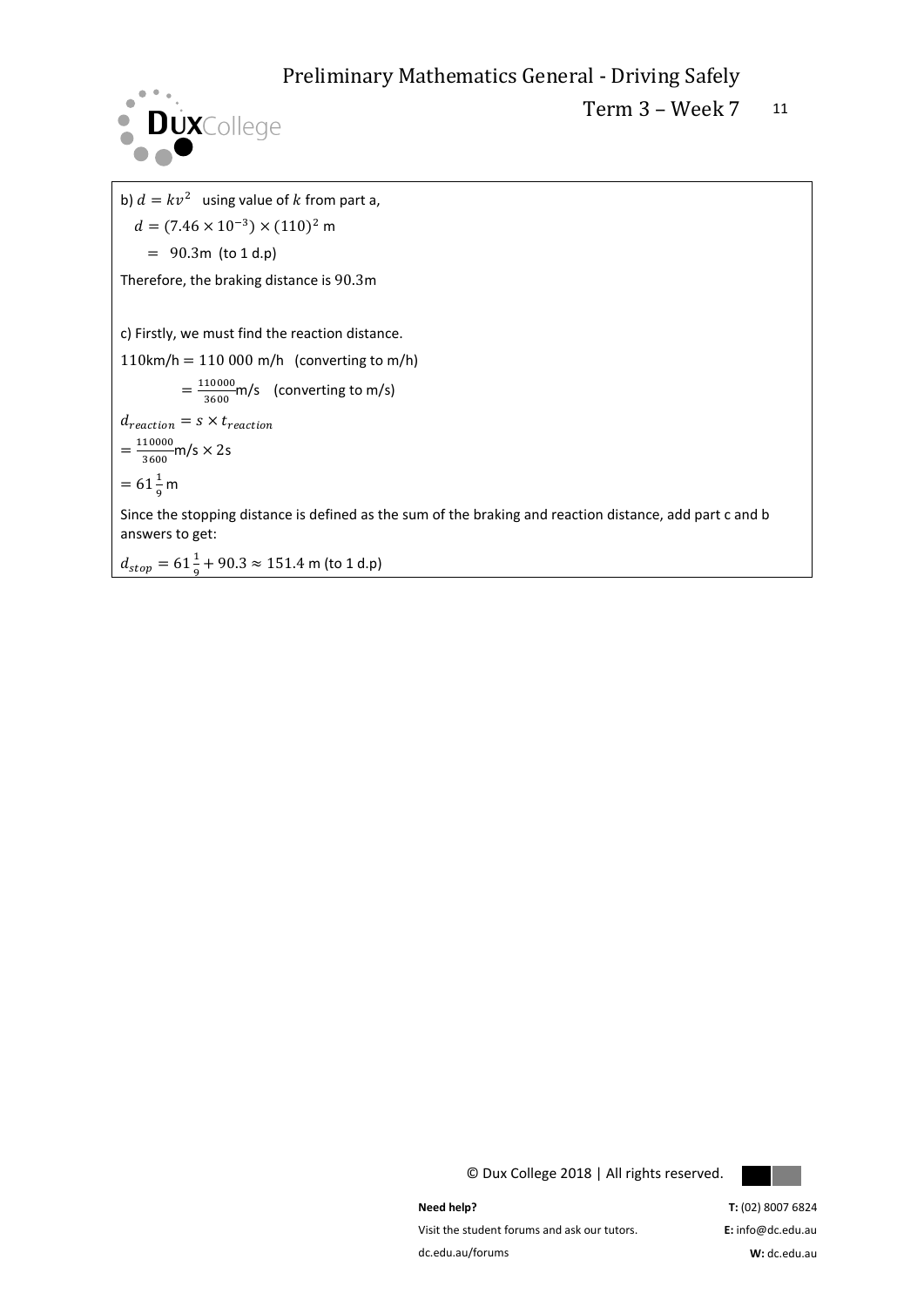b) $d = kv^2$ using value of $k$ from part a,

$d = (7.46 \times 10^{-3}) \times (110)^2$ m

$= 90.3$m (to 1 d.p)

Therefore, the braking distance is 90.3m

c) Firstly, we must find the reaction distance.

$110$km/h $= 110\ 000$ m/h (converting to m/h)

$= \frac{110000}{3600}$m/s (converting to m/s)

$d_{reaction} = s \times t_{reaction}$

$= \frac{110000}{3600}$m/s $\times$ 2s

$= 61\frac{1}{9}$m

Since the stopping distance is defined as the sum of the braking and reaction distance, add part c and b answers to get:

$d_{stop} = 61\frac{1}{9} + 90.3 \approx 151.4$ m (to 1 d.p)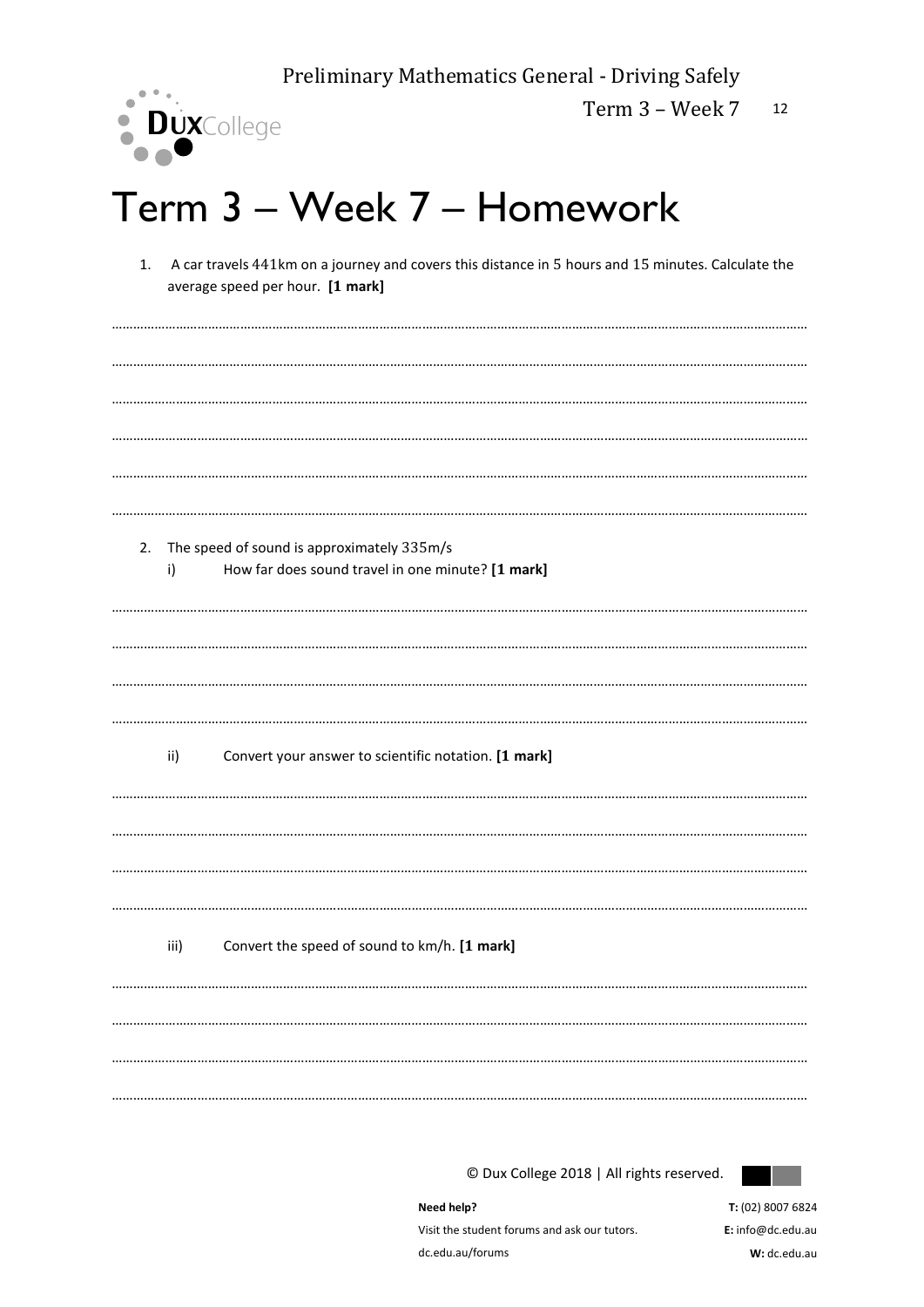# Term 3 – Week 7 – Homework

1. A car travels 441km on a journey and covers this distance in 5 hours and 15 minutes. Calculate the average speed per hour. **[1 mark]**

2. The speed of sound is approximately 335m/s

   i) How far does sound travel in one minute? **[1 mark]**

   ii) Convert your answer to scientific notation. **[1 mark]**

   iii) Convert the speed of sound to km/h. **[1 mark]**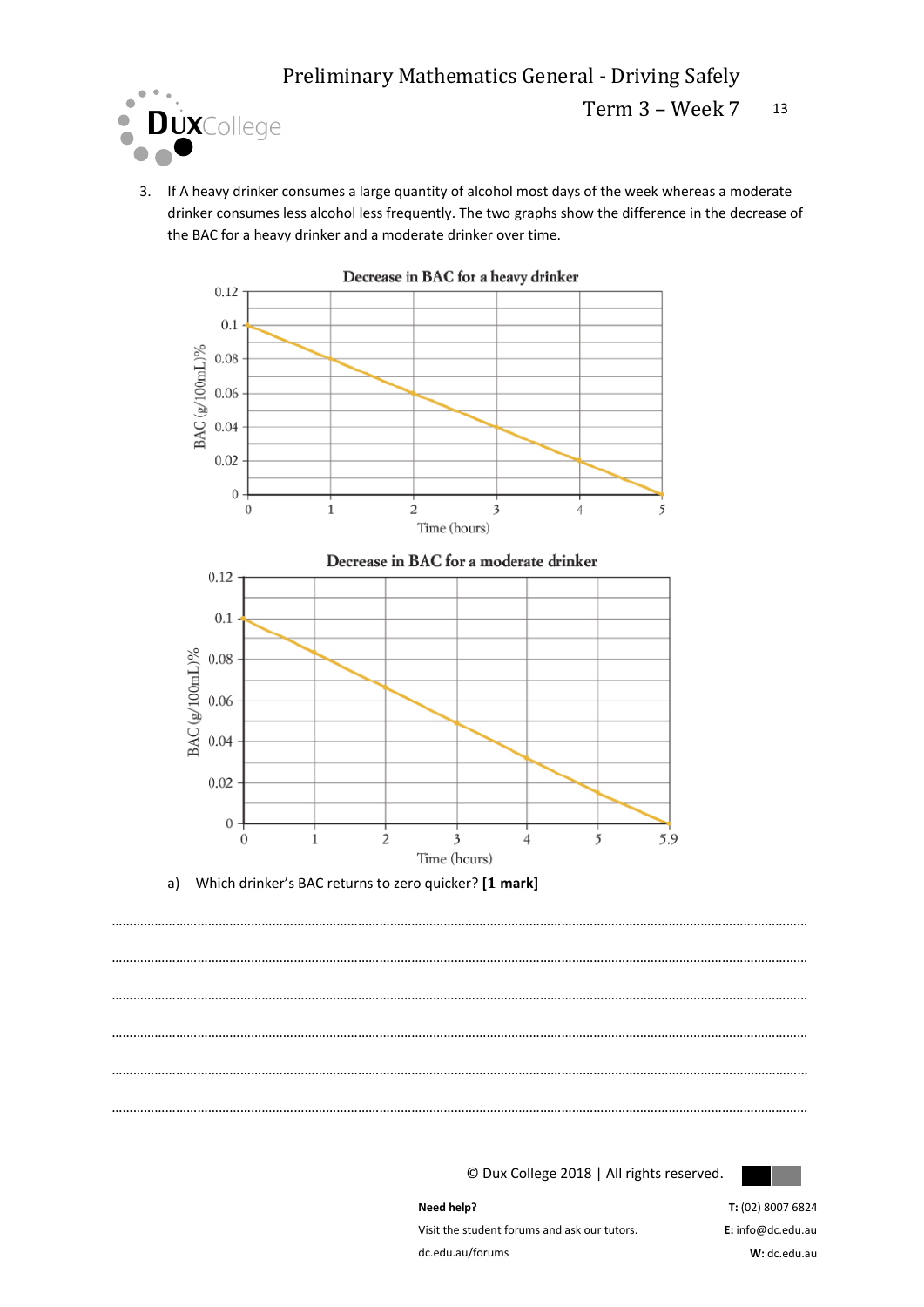3. If A heavy drinker consumes a large quantity of alcohol most days of the week whereas a moderate drinker consumes less alcohol less frequently. The two graphs show the difference in the decrease of the BAC for a heavy drinker and a moderate drinker over time.

**Decrease in BAC for a heavy drinker**

**Decrease in BAC for a moderate drinker**

a) Which drinker's BAC returns to zero quicker? **[1 mark]**

……………………………………………………………………………………………………………………………………

……………………………………………………………………………………………………………………………………

……………………………………………………………………………………………………………………………………

……………………………………………………………………………………………………………………………………

……………………………………………………………………………………………………………………………………

……………………………………………………………………………………………………………………………………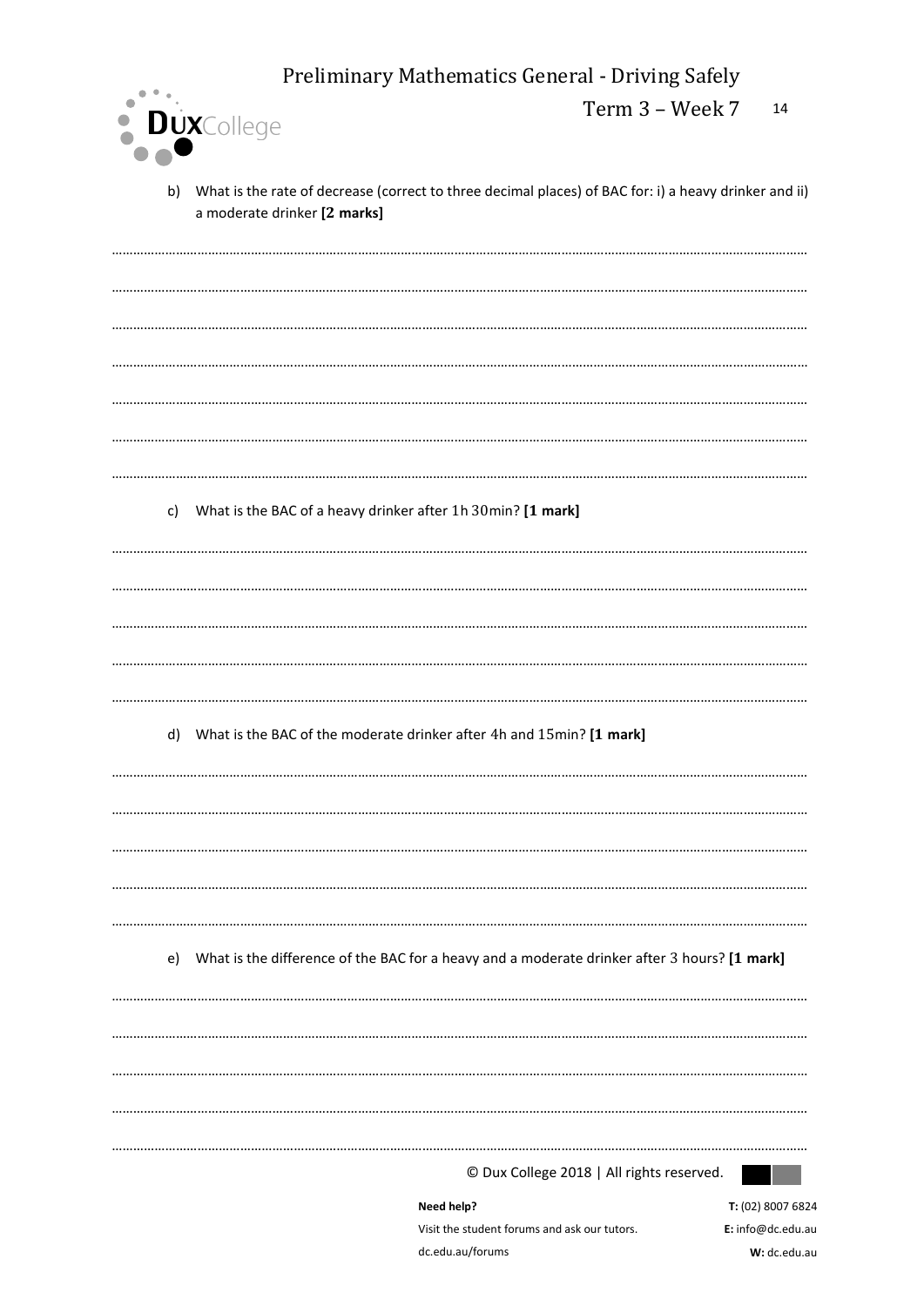b) What is the rate of decrease (correct to three decimal places) of BAC for: i) a heavy drinker and ii) a moderate drinker **[2 marks]**

c) What is the BAC of a heavy drinker after 1h 30min? **[1 mark]**

d) What is the BAC of the moderate drinker after 4h and 15min? **[1 mark]**

e) What is the difference of the BAC for a heavy and a moderate drinker after 3 hours? **[1 mark]**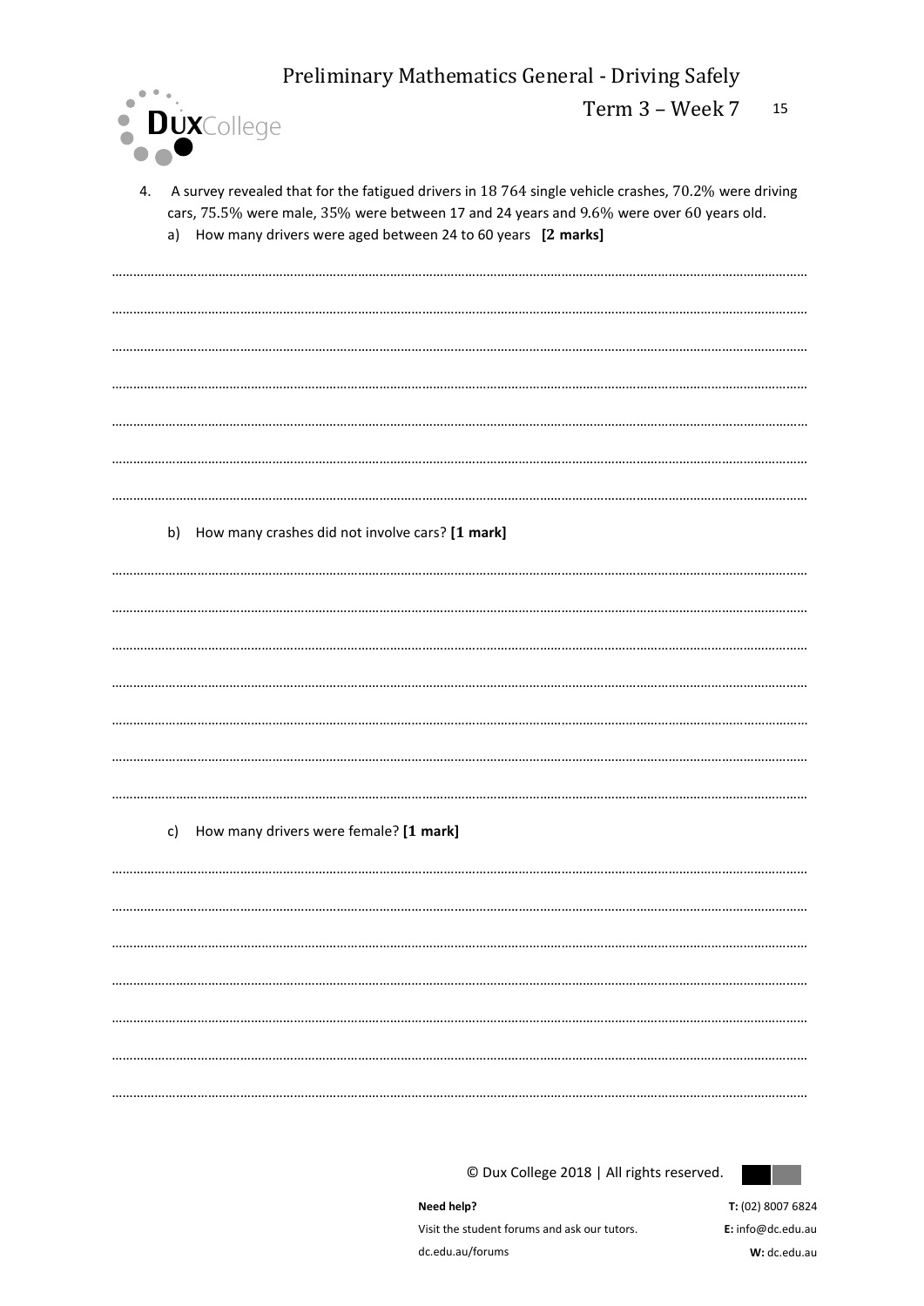4. A survey revealed that for the fatigued drivers in $18\ 764$ single vehicle crashes, $70.2\%$ were driving cars, $75.5\%$ were male, $35\%$ were between $17$ and $24$ years and $9.6\%$ were over $60$ years old.

   a) How many drivers were aged between 24 to 60 years **[2 marks]**

   b) How many crashes did not involve cars? **[1 mark]**

   c) How many drivers were female? **[1 mark]**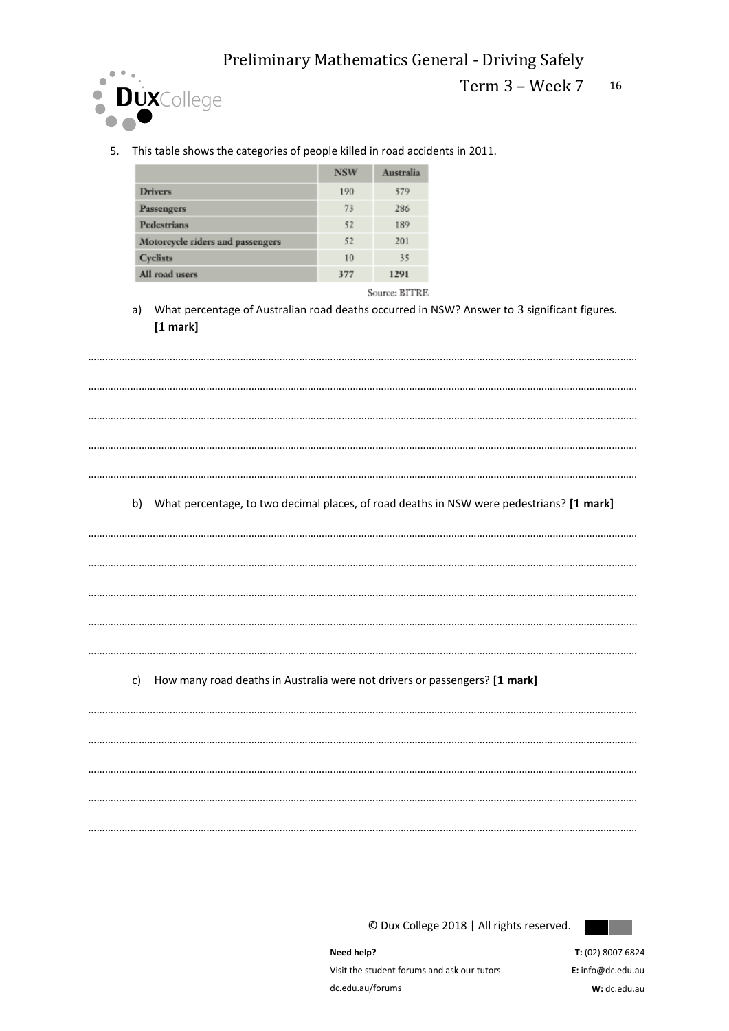5. This table shows the categories of people killed in road accidents in 2011.

| | NSW | Australia |
|---|---|---|
| Drivers | 190 | 579 |
| Passengers | 73 | 286 |
| Pedestrians | 52 | 189 |
| Motorcycle riders and passengers | 52 | 201 |
| Cyclists | 10 | 35 |
| All road users | 377 | 1291 |

Source: BITRE

a) What percentage of Australian road deaths occurred in NSW? Answer to 3 significant figures. **[1 mark]**

b) What percentage, to two decimal places, of road deaths in NSW were pedestrians? **[1 mark]**

c) How many road deaths in Australia were not drivers or passengers? **[1 mark]**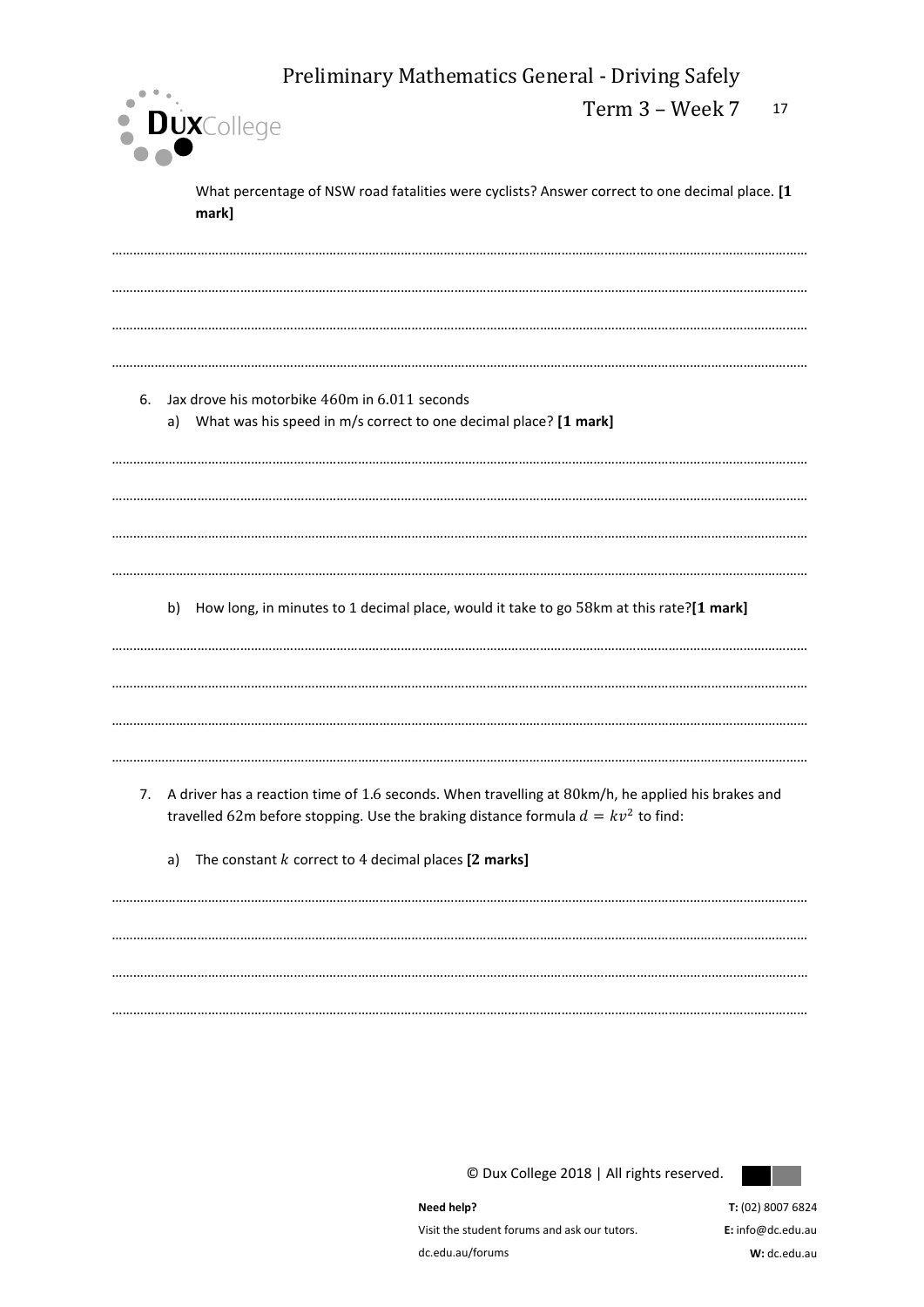What percentage of NSW road fatalities were cyclists? Answer correct to one decimal place. **[1 mark]**

6. Jax drove his motorbike 460m in 6.011 seconds
   a) What was his speed in m/s correct to one decimal place? **[1 mark]**

   b) How long, in minutes to 1 decimal place, would it take to go 58km at this rate?**[1 mark]**

7. A driver has a reaction time of 1.6 seconds. When travelling at 80km/h, he applied his brakes and travelled 62m before stopping. Use the braking distance formula $d = kv^2$ to find:

   a) The constant $k$ correct to 4 decimal places **[2 marks]**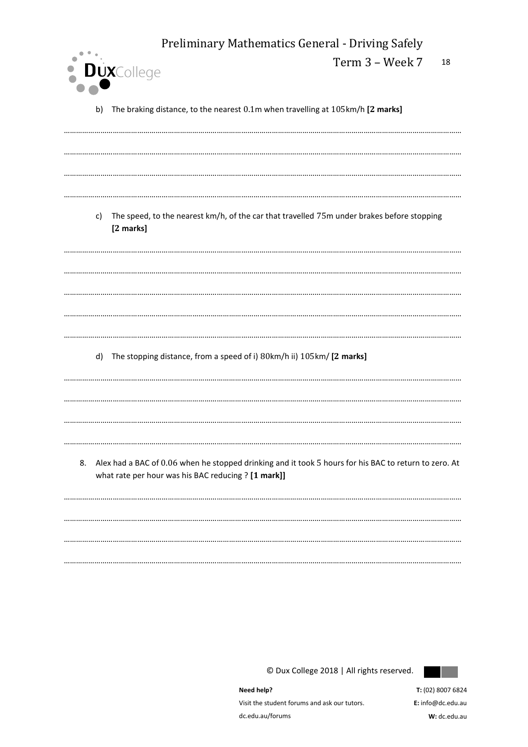b) The braking distance, to the nearest $0.1$m when travelling at $105$km/h **[2 marks]**

c) The speed, to the nearest km/h, of the car that travelled $75$m under brakes before stopping **[2 marks]**

d) The stopping distance, from a speed of i) $80$km/h ii) $105$km/ **[2 marks]**

8. Alex had a BAC of $0.06$ when he stopped drinking and it took $5$ hours for his BAC to return to zero. At what rate per hour was his BAC reducing ? **[1 mark]]**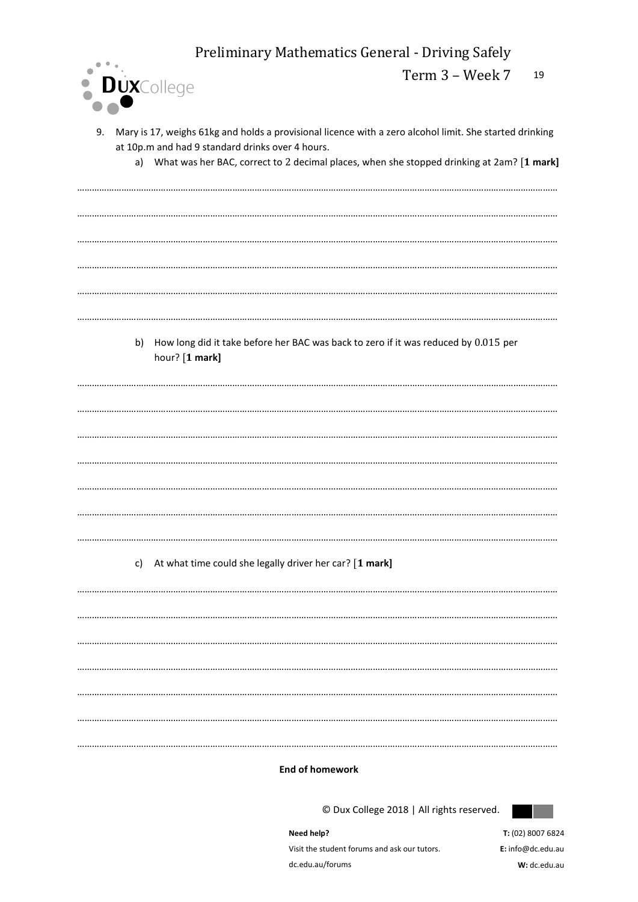9. Mary is 17, weighs 61kg and holds a provisional licence with a zero alcohol limit. She started drinking at 10p.m and had 9 standard drinks over 4 hours.

   a) What was her BAC, correct to 2 decimal places, when she stopped drinking at 2am? [**1 mark**]

   b) How long did it take before her BAC was back to zero if it was reduced by 0.015 per hour? [**1 mark**]

   c) At what time could she legally driver her car? [**1 mark**]

**End of homework**

© Dux College 2018 | All rights reserved.

**Need help?**

Visit the student forums and ask our tutors.

dc.edu.au/forums

**T:** (02) 8007 6824

**E:** info@dc.edu.au

**W:** dc.edu.au